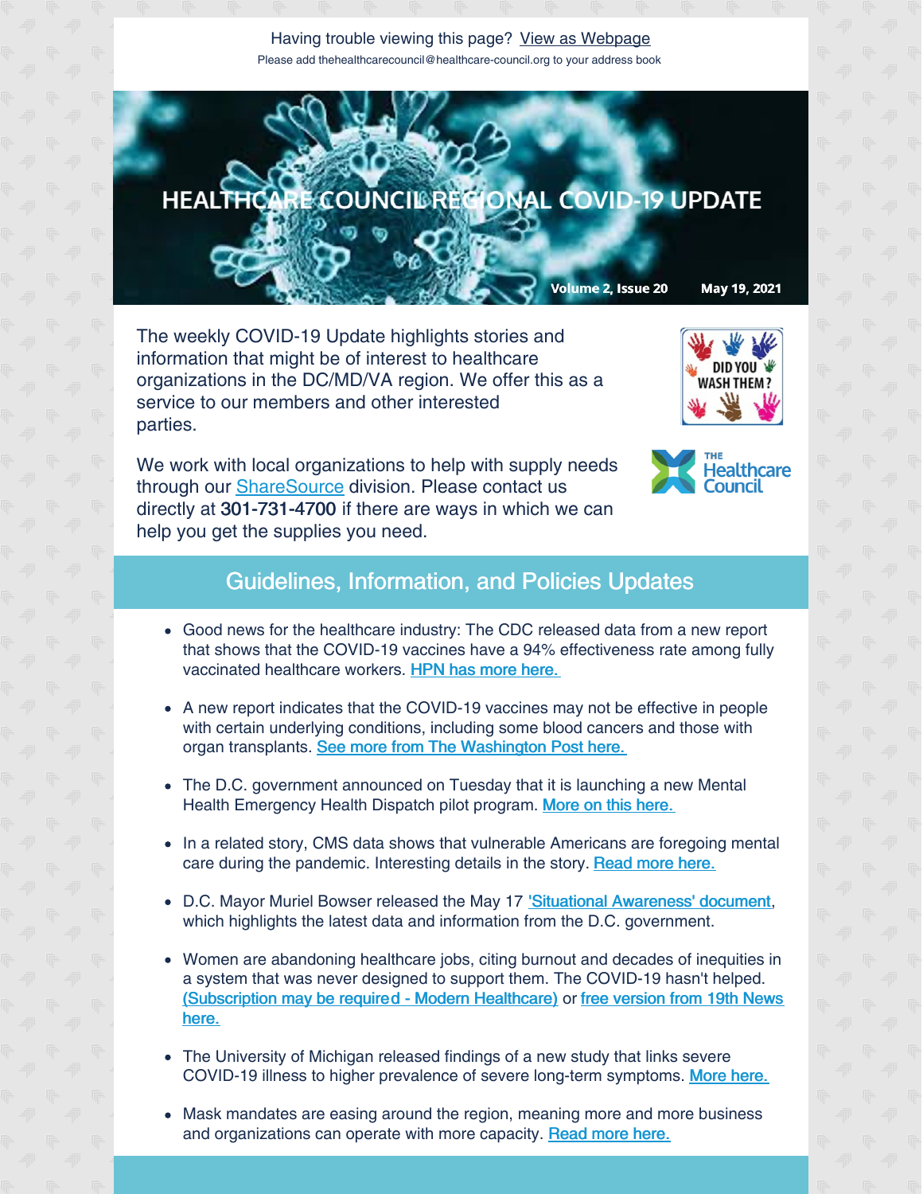Having trouble viewing this page? View as Webpage

Please add thehealthcarecouncil@healthcare-council.org to your address book

# HEALTHCARE COUNCIL REGIONAL COVID-19 UPDATE

Volume 2, Issue 20 May 19, 2021

The weekly COVID-19 Update highlights stories and information that might be of interest to healthcare organizations in the DC/MD/VA region. We offer this as a service to our members and other interested parties.

We work with local organizations to help with supply needs through our ShareSource division. Please contact us directly at **301-731-4700** if there are ways in which we can help you get the supplies you need.

## Guidelines, Information, and Policies Updates

- Good news for the healthcare industry: The CDC released data from a new report that shows that the COVID-19 vaccines have a 94% effectiveness rate among fully vaccinated healthcare workers. HPN has more here.
- A new report indicates that the COVID-19 vaccines may not be effective in people with certain underlying conditions, including some blood cancers and those with organ transplants. See more from The Washington Post here.
- The D.C. government announced on Tuesday that it is launching a new Mental Health Emergency Health Dispatch pilot program. More on this here.
- In a related story, CMS data shows that vulnerable Americans are foregoing mental care during the pandemic. Interesting details in the story. Read more here.
- D.C. Mayor Muriel Bowser released the May 17 'Situational Awareness' document, which highlights the latest data and information from the D.C. government.
- Women are abandoning healthcare jobs, citing burnout and decades of inequities in a system that was never designed to support them. The COVID-19 hasn't helped. (Subscription may be required - Modern Healthcare) or free version from 19th News here.
- The University of Michigan released findings of a new study that links severe COVID-19 illness to higher prevalence of severe long-term symptoms. More here.
- Mask mandates are easing around the region, meaning more and more business and organizations can operate with more capacity. Read more here.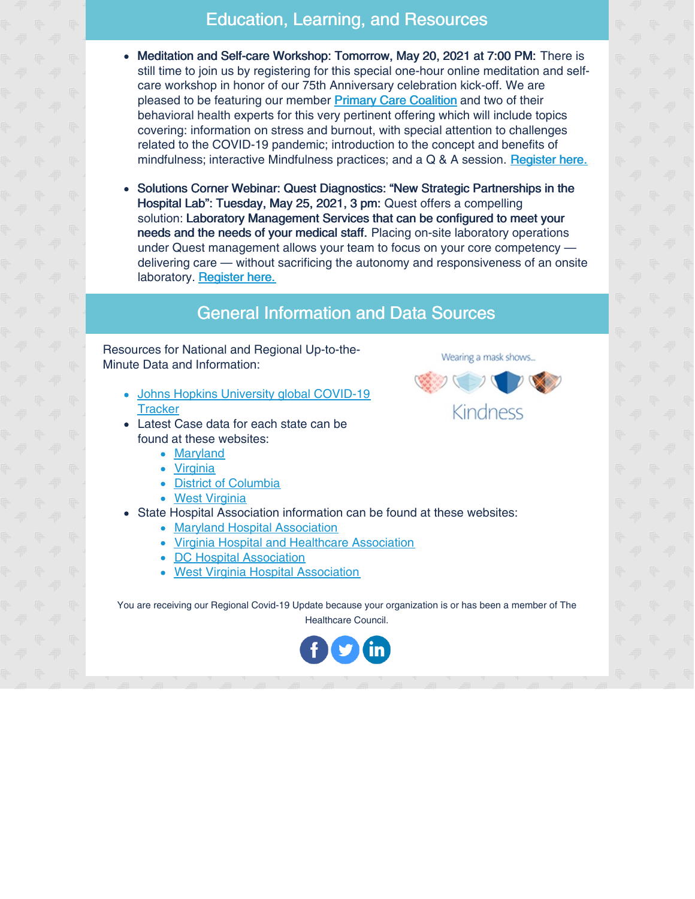## Education, Learning, and Resources

- **Meditation and Self-care Workshop: Tomorrow, May 20, 2021 at 7:00 PM:** There is still time to join us by registering for this special one-hour online meditation and self-care workshop in honor of our 75th Anniversary celebration kick-off. We are pleased to be featuring our member **Primary Care Coalition** and two of their behavioral health experts for this very pertinent offering which will include topics covering: information on stress and burnout, with special attention to challenges related to the COVID-19 pandemic; introduction to the concept and benefits of mindfulness; interactive Mindfulness practices; and a Q & A session. **Register here.**

- **Solutions Corner Webinar: Quest Diagnostics: "New Strategic Partnerships in the Hospital Lab": Tuesday, May 25, 2021, 3 pm:** Quest offers a compelling solution: **Laboratory Management Services that can be configured to meet your needs and the needs of your medical staff.** Placing on-site laboratory operations under Quest management allows your team to focus on your core competency — delivering care — without sacrificing the autonomy and responsiveness of an onsite laboratory. **Register here.**

## General Information and Data Sources

Resources for National and Regional Up-to-the-Minute Data and Information:

- Johns Hopkins University global COVID-19 Tracker
- Latest Case data for each state can be found at these websites:
  - Maryland
  - Virginia
  - District of Columbia
  - West Virginia
- State Hospital Association information can be found at these websites:
  - Maryland Hospital Association
  - Virginia Hospital and Healthcare Association
  - DC Hospital Association
  - West Virginia Hospital Association

Wearing a mask shows...

Kindness

You are receiving our Regional Covid-19 Update because your organization is or has been a member of The Healthcare Council.